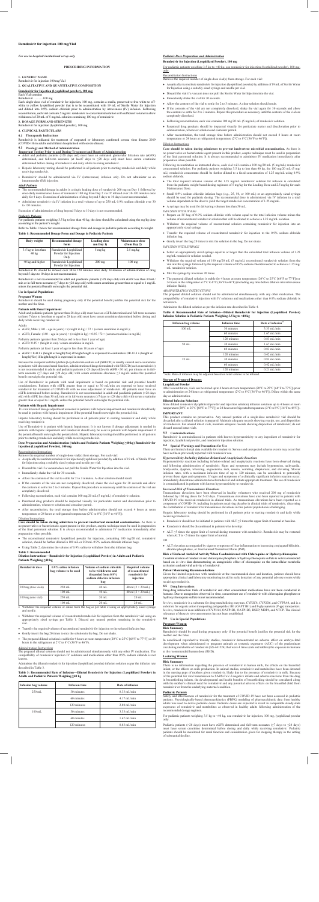# Remdesivir for injection 100 mg/Vial

*For use in hospital/institutional set up only*

## PRESCRIBING INFORMATION

### 1. GENERIC NAME

Remdesivir for injection 100 mg/Vial

### 2. QUALITATIVE AND QUANTITATIVE COMPOSITION

**Remdesivir for Injection (Lyophilized Powder), 100 mg**

Each Vial contains:

Remdesivir ............100 mg

Each single-dose vial of remdesivir for injection, 100 mg, contains a sterile, preservative-free white to off-white to yellow lyophilized powder that is to be reconstituted with 19 mL of Sterile Water for Injection and diluted into 0.9% sodium chloride prior to administration by intravenous (IV) infusion. Following reconstitution, each vial contains 5 mg/mL remdesivir re-concentrated solution with sufficient volume to allow withdrawal of 20 mL of 5 mg/mL solution containing 100 mg of remdesivir.

### 3. DOSAGE FORM AND STRENGTH

Remdesivir for injection (lyophilized powder), 100 mg

### 4. CLINICAL PARTICULARS

#### 4.1 Therapeutic Indications

Remdesivir is indicated for treatment of suspected or laboratory confirmed corona virus disease 2019 (COVID-19) in adults and children hospitalized with severe disease.

#### 4.2 Posology and Method of Administration

**Important Testing Prior to and During Treatment and Route of Administration**

- Adult and pediatric patients (>28 days old) must have an estimated glomerular filtration rate (eGFR) determined, and full-term neonates (at least 7 days to ≤28 days old) must have serum creatinine determined before dosing of remdesivir and daily while receiving remdesivir.
- Hepatic laboratory testing should be performed in all patients prior to starting remdesivir and daily while receiving remdesivir.
- Remdesivir should be administered via IV (intravenous) infusion only. Do not administer as an intramuscular (IM) injection.

**Adult Patients**

- The recommended dosage in adults is a single loading dose of remdesivir 200 mg on Day 1 followed by once-daily maintenance doses of remdesivir 100 mg from Day 2 via IV infused over 30-120 minutes once daily for 4 days. Extension of administration of drug beyond 5 days to 10 days is not recommended.
- Administer remdesivir via IV infusion in a total volume of up to 250 mL 0.9% sodium chloride over 30 to 120 minutes.

Extension of administration of drug beyond 5 days to 10 days is not recommended.

**Pediatric Patients**

For pediatric patients weighing 3.5 kg to less than 40 kg, the dose should be calculated using the mg/kg dose according to the patient's weight.

Refer to Table 1 below for recommended dosage form and dosage in pediatric patients according to weight.

**Table 1: Recommended Dosage Form and Dosage in Pediatric Patients**

| Body weight | Recommended dosage form | Loading dose (on Day 1) | Maintenance dose (from Day 2) |
|---|---|---|---|
| 3.5 kg to less than 40 kg | Remdesivir Lyophilized Powder for Injection Only | 5 mg/kg | 2.5 mg/kg |
| 40 kg and higher | Remdesivir Lyophilized Powder for Injection | 200 mg | 100 mg |

Remdesivir IV should be infused over 30 to 120 minutes once daily. Extension of administration of drug beyond 5 days to 10 days is not recommended.

Remdesivir is not recommended in adult and paediatric patients (>28 days old) with eGFR less than 30 mL/min or in full-term neonates (≥7 days to ≤28 days old) with serum creatinine greater than or equal to 1 mg/dL unless the potential benefit outweighs the potential risk.

**Use in Special Populations**

**Pregnant Women**

Remdesivir should be used during pregnancy only if the potential benefit justifies the potential risk for the mother and the fetus.

**Patients with Renal Impairment**

Adult and pediatric patients (greater than 28 days old) must have an eGFR determined and full-term neonates (at least 7 days to less than or equal to 28 days old) must have serum creatinine determined before dosing and daily while receiving remdesivir.

Adults

- eGFR, Male: (140 – age in years) × (weight in kg) / 72 × (serum creatinine in mg/dL)
- eGFR, Female: (140 – age in years) × (weight in kg) × 0.85 / 72 × (serum creatinine in mg/dL)

Pediatric patients (greater than 28 days old to less than 1 year of age)

- eGFR = 0.45 × (height in cm) / serum creatinine in mg/dL

Pediatric patients (at least 1 year of age to less than 18 years of age)

- eGFR = 0.413 × (height or length) / Scr (Height/length is expressed in centimeters OR 41.3 × (height or length/Scr) (Height/length is expressed in meters)

Because the excipient sulfobutylether-β-cyclodextrin sodium salt (SBECD) is renally cleared and accumulates in patients with decreased renal function, administration of drugs formulated with SBECD (such as remdesivir) is not recommended in adults and pediatric patients (>28 days old) with eGFR <30 mL per minute or in full-term neonates (≥7 days and ≤28 days old) with serum creatinine clearance ≥1 mg/dL unless the potential benefit outweighs the potential risk.

Use of Remdesivir in patients with renal impairment is based on potential risk and potential benefit considerations. Patients with eGFR greater than or equal to 30 mL/min are reported to have received remdesivir for treatment of COVID-19 with no dose adjustment of remdesivir. All patients must have an eGFR determined before dosing. Remdesivir is not recommended in adult and pediatric patients (>28 days old) with eGFR less than 30 mL/min or in full-term neonates (≥7 days to ≤28 days old) with serum creatinine greater than or equal to 1 mg/dL unless the potential benefit outweighs the potential risk.

**Patients with Hepatic Impairment**

It is not known if dosage adjustment is needed in patients with hepatic impairment and remdesivir should only be used in patients with hepatic impairment if the potential benefit outweighs the potential risk.

Hepatic laboratory testing should be performed in all patients prior to starting remdesivir and daily while receiving remdesivir.

Use of Remdesivir in patient with hepatic impairment: It is not known if dosage adjustment is needed in patients with hepatic impairment and remdesivir should only be used in patients with hepatic impairment if the potential benefit outweighs the potential risk. Hepatic laboratory testing should be performed in all patients prior to starting remdesivir and daily while receiving remdesivir.

**Dose Preparation and Administration (Adults and Pediatric Patients Weighing ≥40 kg) Remdesivir for Injection (Lyophilized Powder), 100 mg**

Reconstitution Instructions

Remove the required number of single-dose vial(s) from storage. For each vial:

- Aseptically reconstitute remdesivir for injection (lyophilized powder) by addition of 19 mL of Sterile Water for Injection using a suitably sized syringe and needle per vial.
- Discard the vial if a vacuum does not pull the Sterile Water for Injection into the vial.
- Immediately shake the vial for 30 seconds.
- Allow the contents of the vial to settle for 2 to 3 minutes. A clear solution should result.
- If the contents of the vial are not completely dissolved, shake the vial again for 30 seconds and allow the contents to settle for 2 to 3 minutes. Repeat this procedure as necessary until the contents of the vial are completely dissolved.
- Following reconstitution, each vial contains 100 mg/20 mL (5 mg/mL) of remdesivir solution.
- Parenteral drug products should be inspected visually for particulate matter and discoloration prior to administration, whenever solution and container permit.
- After reconstitution, the total storage time before administration should not exceed 4 hours at room temperature or 24 hours at refrigerated temperature (2°C to 8°C [36°F to 46°F]).

Dilution Instructions

**Care should be taken during admixture to prevent inadvertent microbial contamination.** As there is no preservative or bacteriostatic agent present in this product, aseptic technique must be used in preparation of the final parenteral solution. It is always recommended to administer IV medication immediately after preparation when possible.

- The reconstituted remdesivir for injection (lyophilized powder), containing 100 mg/20 mL remdesivir solution, should be further diluted in 100 mL or 250 mL 0.9% sodium chloride infusion bags.
- Using Table 2, determine the volume of 0.9% saline to withdraw from the infusion bag.

**Table 2: Recommended Dilution Instructions—Remdesivir for Injection (Lyophilized Powder) in Adults and Pediatric Patients Weighing ≥40 kg**

| Remdesivir dose | 0.9% saline infusion bag volume to be used | Volume of sodium chloride to be withdrawn and discarded from 0.9% sodium chloride infusion bag | Required volume of reconstituted remdesivir for injection |
|---|---|---|---|
| 200 mg (two vials) | 250 mL | 40 mL | 40 mL (2 × 20 mL) |
| | 100 mL | 40 mL | 40 mL (2 × 20 mL) |
| 100 mg (one vial) | 250 mL | 20 mL | 20 mL |
| | 100 mL | 20 mL | 20 mL |

- Withdraw the required volume of saline from the bag as per table 2 using an appropriately sized syringe and needle.
- Withdraw the required volume of reconstituted remdesivir for injection from the remdesivir vial using an appropriately sized syringe per Table 1. Discard any unused portion remaining in the remdesivir vial.
- Transfer the required volume of reconstituted remdesivir for injection to the selected infusion bag.
- Gently invert the bag 20 times to mix the solution in the bag. Do not shake.
- The prepared diluted solution is stable for 4 hours at room temperature (20°C to 25°C [68°F to 77°F]) or 24 hours in the refrigerator at 2°C to 8°C (36°F to 46°F).

*Administration Instructions*

The prepared diluted solution should not be administered simultaneously with any other IV medication. The compatibility of remdesivir injection IV solutions and medications other than 0.9% sodium chloride is not known.

Administer the diluted remdesivir for injection (lyophilized powder) infusion solution as per the infusion rate described in Table 3.

**Table 3: Recommended Rate of Infusion—Diluted Remdesivir for Injection (Lyophilized Powder) in Adults and Pediatric Patients Weighing ≥40 kg**

| Infusion bag volume | Infusion time | Rate of infusion |
|---|---|---|
| 250 mL | 30 minutes | 8.33 mL/min |
| | 60 minutes | 4.17 mL/min |
| | 120 minutes | 2.08 mL/min |
| 100 mL | 30 minutes | 3.33 mL/min |
| | 60 minutes | 1.67 mL/min |
| | 120 minutes | 0.83 mL/min |

*Pediatric Dose Preparation and Administration*

**Remdesivir for Injection (Lyophilized Powder), 100 mg**

For pediatric patients weighing 3.5 kg to <40 kg, use remdesivir for injection (lyophilized powder), 100 mg, only.

Reconstitution Instructions

Remove the required number of single-dose vial(s) from storage. For each vial:

- Aseptically reconstitute remdesivir for injection (lyophilized powder) by addition of 19 mL of Sterile Water for Injection using a suitably sized syringe and needle per vial.
- Discard the vial if a vacuum does not pull the Sterile Water for Injection into the vial.
- Immediately shake the vial for 30 seconds.
- Allow the contents of the vial to settle for 2 to 3 minutes. A clear solution should result.
- If the contents of the vial are not completely dissolved, shake the vial again for 30 seconds and allow the contents to settle for 2 to 3 minutes. Repeat this procedure as necessary until the contents of the vial are completely dissolved.
- Following reconstitution, each vial contains 100 mg/20 mL (5 mg/mL) of remdesivir solution.
- Parenteral drug products should be inspected visually for particulate matter and discoloration prior to administration, whenever solution and container permit.
- After reconstitution, the total storage time before administration should not exceed 4 hours at room temperature or 24 hours at refrigerated temperature (2°C to 8°C [36°F to 46°F]).

Dilution Instructions

**Care should be taken during admixture to prevent inadvertent microbial contamination.** As there is no preservative or bacteriostatic agent present in this product, aseptic technique must be used in preparation of the final parenteral solution. It is always recommended to administer IV medication immediately after preparation when possible.

Following reconstitution as instructed above, each vial will contain a 100 mg/20 mL (5 mg/mL) remdesivir concentrated solution. For pediatric patients weighing 3.5 kg to less than 40 kg, the 100 mg/20 mL (5 mg/mL) remdesivir concentrate should be further diluted to a fixed concentration of 1.25 mg/mL using 0.9% sodium chloride.

- The total required infusion volume of the 1.25 mg/mL remdesivir solution for infusion is calculated from the pediatric weight-based dosing regimens of 5 mg/kg for the Loading Dose and 2.5 mg/kg for each Maintenance Dose.
- Small 0.9% sodium chloride infusion bags (e.g., 25, 50, or 100 mL) or an appropriately sized syringe should be used for pediatric dosing. The recommended dose is administered via IV infusion in a total volume dependent on the dose to yield the target remdesivir concentration of 1.25 mg/mL.
- A syringe may be used for delivering volumes less than 50 mL.

*INFUSION WITH BAG*

- Prepare an IV bag of 0.9% sodium chloride with volume equal to the total infusion volume minus the volume of reconstituted remdesivir solution that will be diluted to achieve a 1.25 mg/mL solution.
- Withdraw the required volume of reconstituted solution containing remdesivir for injection into an appropriately sized syringe.
- Transfer the required volume of reconstituted remdesivir for injection to the 0.9% sodium chloride infusion bag.
- Gently invert the bag 20 times to mix the solution in the bag. Do not shake.

*INFUSION WITH SYRINGE*

- Select an appropriately sized syringe equal to or larger than the calculated total infusion volume of 1.25 mg/mL remdesivir solution needed.
- Withdraw the required volume of 100 mg/20 mL (5 mg/mL) reconstituted remdesivir solution from the vial into the syringe followed by the required volume of 0.9% sodium chloride needed to achieve a 1.25 mg/mL remdesivir solution.
- Mix the syringe by inversion 20 times.
- The prepared diluted solution is stable for 4 hours at room temperature (20°C to 25°C [68°F to 77°F]) or 24 hours in the refrigerator at 2°C to 8°C (36°F to 46°F) (including any time before dilution into intravenous infusion fluids).

*ADMINISTRATION INSTRUCTIONS*

The prepared diluted solution should not be administered simultaneously with any other medication. The compatibility of remdesivir injection with IV solutions and medications other than 0.9% sodium chloride is not known.

Administer the diluted solution as per the infusion rate described in Table 4.

**Table 4: Recommended Rate of Infusion—Diluted Remdesivir for Injection (Lyophilized Powder) in Pediatric Patients Weighing 3.5 kg to <40 kg**

| Infusion bag volume | Infusion time | Rate of infusion* |
|---|---|---|
| 100 mL | 30 minutes | 3.33 mL/min |
| | 60 minutes | 1.67 mL/min |
| | 120 minutes | 0.83 mL/min |
| 50 mL | 30 minutes | 1.67 mL/min |
| | 60 minutes | 0.83 mL/min |
| | 120 minutes | 0.42 mL/min |
| 25 mL | 30 minutes | 0.83 mL/min |
| | 60 minutes | 0.42 mL/min |
| | 120 minutes | 0.21 mL/min |

*Note: Rate of infusion may be adjusted based on total volume to be infused.

**Storage of Prepared Dosages**

**Lyophilized Powder**

After reconstitution, vials can be stored up to 4 hours at room temperature (20°C to 25°C [68°F to 77°F]) prior to administration or 24 hours at refrigerated temperature (2°C to 8°C [36°F to 46°F]). Dilute within the same day as administration.

**Diluted Infusion Solutions**

Store diluted remdesivir (lyophilized powder and injection solution) infusion solutions up to 4 hours at room temperature (20°C to 25°C [68°F to 77°F]) or 24 hours at refrigerated temperature (2°C to 8°C [36°F to 46°F]).

**IMPORTANT:**

This product contains no preservative. Any unused portion of a single-dose remdesivir vial should be discarded after a diluted solution is prepared. Maintain adequate records showing receipt, use, and disposition of remdesivir. For unused intact vials, maintain adequate records showing disposition of remdesivir; do not discard unused intact vials.

#### 4.3 Contraindications

Remdesivir is contraindicated in patients with known hypersensitivity to any ingredient of remdesivir for injection, lyophilized powder, and remdesivir injection solution.

#### 4.4 Special Warnings and Precautions for Use

There are limited clinical data available for remdesivir. Serious and unexpected adverse events may occur that have not been previously reported with remdesivir use.

***Hypersensitivity Including Infusion-Related and Anaphylactic Reactions***

Hypersensitivity reactions including infusion-related and anaphylactic reactions have been observed during and following administration of remdesivir. Signs and symptoms may include hypotension, tachycardia, bradycardia, dyspnea, wheezing, angioedema, rash, nausea, vomiting, diaphoresis, and shivering. Slower infusion rates, with a maximum infusion time of up to 120 minutes, can be considered to potentially prevent these signs and symptoms. If signs and symptoms of a clinically significant infusion reaction occur, immediately discontinue administration of remdesivir and initiate appropriate treatment. The use of remdesivir is contraindicated in patients with known hypersensitivity to remdesivir.

***Increased Risk of Transaminase Elevations***

Transaminase elevations have been observed in healthy volunteers who received 200 mg of remdesivir followed by 100 mg doses for 5–10 days. Transaminase elevations have also been reported in patients with COVID-19 who received remdesivir in clinical trials. As transaminase elevations have been reported as a component of COVID-19, including in patients receiving placebo in clinical trials of remdesivir, discerning the contribution of remdesivir to transaminase elevations in this patient population is challenging.

Hepatic laboratory testing should be performed in all patients prior to starting remdesivir and daily while receiving remdesivir.

- Remdesivir should not be initiated in patients with ALT ≥5 times the upper limit of normal at baseline.
- Remdesivir should be discontinued in patients who develop:
- ALT ≥5 times the upper limit of normal during treatment with remdesivir. Remdesivir may be restarted when ALT is <5 times the upper limit of normal.

OR

- ALT elevation accompanied by signs or symptoms of liver inflammation or increasing conjugated bilirubin, alkaline phosphatase, or International Normalized Ratio (INR).

**Risk of Reduced Antiviral Activity When Coadministered with Chloroquine or Hydroxychloroquine**

Coadministration of remdesivir and chloroquine phosphate or hydroxychloroquine sulfate is not recommended based on in vitro data demonstrating an antagonistic effect of chloroquine on the intracellular metabolic activation and antiviral activity of remdesivir.

**Patient Monitoring Recommendations**

Given the limited experience with remdesivir at the recommended dose and duration, patients should have appropriate clinical and laboratory monitoring to aid in early detection of any potential adverse events while receiving remdesivir.

#### 4.5 Drug Interactions

Drug-drug interaction trials of remdesivir and other concomitant medications have not been conducted in humans. Due to antagonism observed in vitro, concomitant use of remdesivir with chloroquine phosphate or hydroxychloroquine sulfate is not recommended.

*In vitro*, remdesivir is a substrate for drug metabolizing enzymes, CYP2C8, CYP2D6, and CYP3A4, and is a substrate for organic anion transporting polypeptides 1B1 (OATP1B1) and P-glycoprotein (P-gp) transporters. *In vitro*, remdesivir is an inhibitor of CYP3A4, OATP1B1, OATP1B3, BSEP, MRP4, and NTCP. The clinical relevance of these *in vitro* assessments has not been established.

#### 4.6 Use in Special Populations

**Pregnant Women**

**Risk Summary**

Remdesivir should be used during pregnancy only if the potential benefit justifies the potential risk for the mother and the fetus.

In nonclinical reproductive toxicity studies, remdesivir demonstrated no adverse effect on embryo-fetal development when administered to pregnant animals at systemic exposures (AUC) of the predominant circulating metabolite of remdesivir (GS-441524) that were 4 times (rats and rabbits) the exposure in humans at the recommended human dose (RHD).

**Lactating Women**

**Risk Summary**

There is no information regarding the presence of remdesivir in human milk, the effects on the breastfed infant, or the effects on milk production. In animal studies, remdesivir and metabolites have been detected in the nursing pups of mothers given remdesivir, likely due to the presence of remdesivir in milk. Because of the potential for viral transmission to SARS-CoV-2-negative infants and adverse reactions from the drug in breastfeeding infants, the developmental and health benefits of breastfeeding should be considered along with the mother's clinical need for remdesivir and any potential adverse effects on the breastfed child from remdesivir or from the underlying maternal condition.

**Pediatric Patients**

Safety and effectiveness of remdesivir for the treatment of COVID-19 have not been assessed in pediatric patients. Physiologically-based pharmacokinetics (PBPK) modeling of pharmacokinetic data from healthy adults was used to derive pediatric doses. Pediatric doses are expected to result in comparable steady-state exposures of remdesivir and metabolites as observed in healthy adults following administration of the recommended dosage regimen.

For pediatric patients weighing 3.5 kg to <40 kg, use remdesivir for injection, 100 mg, lyophilized powder only.

Pediatric patients (>28 days old) must have eGFR determined and full-term neonates (≥7 days to ≤28 days old) must have serum creatinine determined before dosing and daily while receiving remdesivir. Pediatric patients should be monitored for renal function and consideration given for stopping therapy in the setting of substantial decline.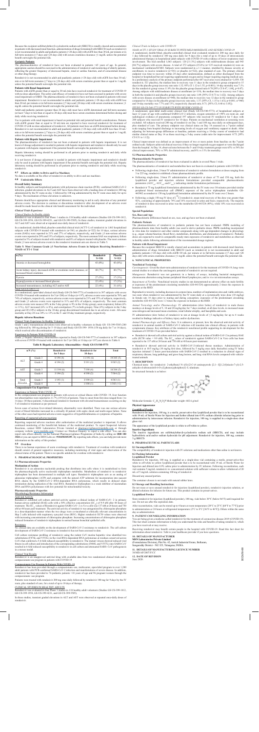Because the excipient sulfobutylether-β-cyclodextrin sodium salt (SBECD) is renally cleared and accumulates in patients with decreased renal function, administration of drugs formulated with SBECD (such as remdesivir) is not recommended in adults and pediatric patients (>28 days old) with eGFR less than 30 mL per minute or in full-term neonates (≥7 days and ≤28 days old) with serum creatinine clearance ≥1 mg/dL unless the potential benefit outweighs the potential risk.

### Geriatric Patients

The pharmacokinetics of remdesivir have not been evaluated in patients >65 years of age. In general, appropriate caution should be exercised in the administration of remdesivir and monitoring of elderly patients, reflecting the greater frequency of decreased hepatic, renal or cardiac function, and of concomitant disease or other drug therapy.

Remdesivir is not recommended in adult and paediatric patients (>28 days old) with eGFR less than 30 mL/min or in full-term neonates (≥7 days to ≤28 days old) with serum creatinine greater than or equal to 1 mg/dL unless the potential benefit outweighs the potential risk.

### Patients with Renal Impairment

Patients with eGFR greater than or equal to 30 mL/min have received remdesivir for treatment of COVID-19 with no dose adjustment. The safety and efficacy of remdesivir have not been assessed in patients with severe renal impairment or ESRD. The pharmacokinetics of remdesivir have not been evaluated in patients with renal impairment. Remdesivir is not recommended in adult and pediatric patients (>28 days old) with eGFR less than 30 mL per minute or in full-term neonates (≥7 days and ≤28 days old) with serum creatinine clearance ≥1 mg/dL unless the potential benefit outweighs the potential risk.

Adult and pediatric patients (greater than 28 days old) must have eGFR determined and full-term neonates (at least 7 days to less than or equal to 28 days old) must have serum creatinine determined before dosing and daily while receiving remdesivir.

Use in patients with renal impairment is based on potential risk and potential benefit considerations. Patients with eGFR greater than or equal to 30 mL/min are reported to have received remdesivir for treatment of COVID-19 with no dose adjustment of remdesivir. All patients must have an eGFR determined before dosing. Remdesivir is not recommended in adult and paediatric patients (>28 days old) with eGFR less than 30 mL/min or in full-term neonates (≥7 days to ≤28 days old) with serum creatinine greater than or equal to 1 mg/dL unless the potential benefit outweighs the potential risk.

### Patients with Hepatic Impairment

The pharmacokinetics of remdesivir have not been evaluated in patients with hepatic impairment. It is not known if dosage adjustment is needed in patients with hepatic impairment and remdesivir should only be used in patients with hepatic impairment if the potential benefit outweighs the potential risk.

Hepatic laboratory testing should be performed in all patients prior to starting remdesivir and daily while receiving remdesivir.

It is not known if dosage adjustment is needed in patients with hepatic impairment and remdesivir should only be used in patients with hepatic impairment if the potential benefit outweighs the potential risk. Hepatic laboratory testing should be performed in all patients prior to starting remdesivir and daily while receiving remdesivir.

### 4.7 Effects on Ability to Drive and Use Machines

No data is available on the effect of remdesivir on ability to drive and use machines.

### 4.8 Undesirable Effects

#### Overall Safety Summary

In healthy subjects and hospitalized patients with pneumonia chain reaction (PCR)- confirmed SARS-CoV-2 infection, graded elevations in ALT and AST have been observed with a loading dose of remdesivir 200 mg administered by the IV route on day 1 followed by 100 mg administered by the IV route once daily for up to 9 days. The mechanism of these elevations is unknown.

Patients should have appropriate clinical and laboratory monitoring to aid in early detection of any potential adverse events. The decision to continue or discontinue remdesivir after development of an adverse event should be made based on the clinical risk benefit assessment for the individual.

#### Clinical Trials Experience

*Clinical Studies in Healthy Adults*

Remdesivir was evaluated in four Phase 1 studies in 138 healthy adult volunteers (Studies GS-US-399-1812, GS-US-399-1954, GS-US-399-4231, and GS-US-399-5505). In these studies, transient graded elevations in ALT and AST were observed at repeated once-daily doses of remdesivir.

In a randomized, double-blind, placebo-controlled clinical trial (ACTT-1) of remdesivir in 1,062 hospitalized subjects with COVID-19 treated with remdesivir (n=532) or placebo (n=522) for 10 days, serious adverse events (SAEs) were reported in 21% and 27% of subjects, respectively, and Grade ≥3 non-serious adverse events were reported in 20% and 18% of subjects, respectively. The most common SAE was respiratory failure reported in 5% of subjects treated with remdesivir and 8% of subjects treated with placebo. The most common Grade ≥3 non-serious adverse events in the remdesivir treatment arm are shown in Table 5.

**Table 5: Most Common Grade ≥3 Non-Serious Adverse Events in Subjects Receiving Remdesivir– NIAID ACTT-1 Trial**

| n (%) | Remdesivir N=530 | Placebo N=521 |
|---|---|---|
| Anemia or decreased hemoglobin | 43 (8%) | 43 (8%) |
| Acute kidney injury, decreased eGFR or creatinine renal clearance, or increased blood creatinine | 40 (7%) | 40 (7%) |
| Pyrexia | 27 (5%) | 17 (3%) |
| Hyperglycemia or increased blood glucose | 22 (4%) | 17 (3%) |
| Increased transaminases including ALT and/or AST | 22 (4%) | 31 (6%) |

*Study GS-US-540-5773*

In a randomized, open-label clinical trial (Study GS-US-540-5773) of remdesivir in 397 subjects with severe COVID-19 treated with remdesivir for 5 (n=200) or 10 days (n=197), adverse events were reported in 70% and 74% of subjects, respectively, serious adverse events were reported in 21% and 35% of subjects, respectively, and Grade ≥3 adverse events were reported in 31% and 43% of subjects, respectively. The most common adverse events were nausea (10% in the 5-day group vs 9% in the 10-day group), acute respiratory failure (6% vs 11%), ALT increased (6% vs 8%), and constipation (7% in both groups). Nine (4%) subjects in the 5-day group and 20 (10%) subjects in the 10-day group discontinued treatment due to an adverse event. All-cause mortality at Day 14 was 8% vs 11% in the 5- and 10-day treatment groups, respectively.

#### Hepatic Adverse Reactions

Clinical Trials Experience in Healthy Volunteers

Grade 1 and 2 transaminase elevations were observed in healthy volunteers in Study GS- US-399-5505 (200 mg followed by 100 mg dosing for 10 days) and Study GS-US-399- 1954 (150 mg daily for 7 or 14 days), which resolved after discontinuation of remdesivir.

Experience in Patients With COVID-19

Grade ≥3 hepatic laboratory abnormalities reported in Study GS-US-540-5773 of remdesivir in 397 subjects with severe COVID-19 treated with remdesivir for 5 (n=200) or 10 days (n=197) are shown in Table 8.

**Table 8: Hepatic Laboratory Abnormalities—Study GS-US-540-5773**

| n/N (%) | | Remdesivir for 5 days | Remdesivir for 10 days | Total |
|---|---|---|---|---|
| ALT | Grade 3 | 8/194 (4) | 11/191 (6) | 19/385 (5) |
| | Grade 4 | 4/194 (2) | 5/191 (3) | 9/385 (2) |
| AST | Grade 3 | 11/194 (6) | 7/190 (4) | 18/384 (5) |
| | Grade 4 | 3/194 (2) | 4/190 (2) | 7/384 (2) |
| Total Bilirubin | Grade 3 | 1/193 (1) | 3/190 (2) | 4/383 (1) |
| | Grade 4 | 0 | 3/190 (1) | 3/383 (<1) |

#### Compassionate-Use Experience

Experience in Patients With COVID-19

In the compassionate-use program in patients with severe or critical illness with COVID- 19, liver function test abnormalities were reported in 11.7% (19/163) of patients. Time to onset from first dose ranged from 1 to 16 days. Of these patients, 4 discontinued remdesivir treatment with elevated transaminases occurring at or after 5 of remdesivir treatment as per protocol.

Seven cases of reversible liver/related laboratory abnormality were identified. There was one serious adverse event of blood bilirubin increased in a critically ill patient with septic shock and multi-organ failure. None of the other cases had reported adverse events suggestive of hyperbilirubinemia or symptoms of hepatitis.

#### Reporting of suspected adverse reactions

Reporting suspected adverse reactions after authorisation of the medicinal product is important. It allows continued monitoring of the benefit/risk balance of the medicinal product. To report Suspected Adverse Reactions, contact MSN Laboratories Private Limited at: pharmacovigilance@msnlabs.com or through company website www.msnlabs.com→Contact us→Medical Enquiry' to report a side effect'. You can also report side effects directly via the National Pharmacovigilance Programme of India by calling on 1800 180 3024 or you can report to MSN Labs on +918008305289. By reporting side effects, you can help provide more information on the safety of this product.

### 4.9 Overdose

There is no human experience of acute overdosage with remdesivir. Treatment of overdose with remdesivir should consist of general supportive measures, including monitoring of vital signs and observation of the clinical status of the patient. There is no specific antidote for overdose with remdesivir.

## 5. PHARMACOLOGICAL PROPERTIES

### 5.1 Pharmacodynamic Properties

#### Mechanism of Action

Remdesivir is an adenosine nucleotide prodrug that distributes into cells where it is metabolized to form the pharmacologically active nucleoside triphosphate metabolite. Metabolism of remdesivir to remdesivir triphosphate has been demonstrated in multiple cell types. Remdesivir triphosphate acts as an analog of adenosine triphosphate (ATP) and competes with the natural ATP substrate for incorporation into nascent RNA chains by the SARS-CoV-2 RNA-dependent RNA polymerase, which results in delayed chain termination during replication of the viral RNA. Remdesivir triphosphate is a weak inhibitor of mammalian DNA and RNA polymerases with low potential for mitochondrial toxicity.

#### Pharmacodynamic Properties

Microbiology/Resistance Information

Antiviral Activity

Remdesivir exhibited cell culture antiviral activity against a clinical isolate of SARS-CoV- 2 in primary human airway epithelial (HAE) cells with a 50% effective concentration ($EC_{50}$) of 9.9 nM after 48 hours of treatment. The $EC_{50}$ values of Remdesivir against SARS-CoV-2 in Vero cells was 137 nM at 24 hours and 750 nM at 48 hours post-treatment. The antiviral activity of remdesivir was antagonized by chloroquine phosphate in a dose-dependent manner when the two drugs were co-incubated at clinically relevant concentrations in Hep-2 cells infected with respiratory syncytial virus (RSV). Higher remdesivir EC50 values were observed with increasing concentrations of chloroquine phosphate. Increasing concentrations of chloroquine phosphate reduced formation of remdesivir triphosphate in normal human bronchial epithelial cells.

#### Resistance

No clinical data are available on the development of SARS-CoV-2 resistance to remdesivir. The cell culture development of SARS-CoV-2 resistance to remdesivir has not been assessed to date.

Cell culture resistance profiling of remdesivir using the rodent CoV murine hepatitis virus identified two substitutions (F476L and V553L) in the viral RNA-dependent RNA polymerase at residues conserved across CoVs that conferred a 5.6-fold reduced susceptibility to remdesivir. The mutant viruses showed reduced viral fitness in cell culture and introduction of the corresponding substitutions (F480L and V557L) into SARS-CoV resulted in 6-fold reduced susceptibility to remdesivir in cell culture and attenuated SARS- CoV pathogenesis in a mouse model.

#### Clinical Trial Results

Remdesivir is an unapproved antiviral drug with available data from two randomized clinical trials and a compassionate-use program in patients with COVID-19.

Compassionate-Use Program In Patients With COVID-19

Remdesivir has been provided through a compassionate-use, multicenter, open-label program to over 1,200 adult patients with PCR-confirmed SARS-CoV-2 infection and manifestations of severe disease. In addition, remdesivir has been provided to 76 pediatric patients <18 years of age and 98 pregnant women through the compassionate- use program.

Patients were treated with remdesivir 200 mg once daily followed by remdesivir 100 mg for 9 days by the IV route, plus standard of care, for a total of up to 10 days of therapy.

#### CLINICAL STUDIES IN HEALTHY ADULTS

Remdesivir was evaluated in four Phase 1 studies in 138 healthy adult volunteers (Studies GS-US-399-1812, GS-US-399-1954, GS-US-399-4231, and GS-US-399-5505).

In these studies, transient graded elevations in ALT and AST were observed at repeated once-daily doses of remdesivir.

*Clinical Trials in Subjects with COVID-19*

*NIAID ACTT-1 STUDY TRIAL IN SUBJECTS WITH MILD/MODERATE AND SEVERE COVID-19*

A randomized, double-blind, placebo-controlled clinical trial evaluated remdesivir 200 mg once daily for 1 day followed by remdesivir 100 mg once daily for 9 days (for a total of up to 10 days of intravenously administered therapy) in hospitalized adult subjects with COVID-19 with evidence of lower respiratory tract involvement. The trial enrolled 1,063 subjects: 120 (11.3%) subjects with mild/moderate disease and 943 (88.7%) subjects with severe disease. A total of 272 subjects (25.6%) (n=125 received remdesivir) were on mechanical ventilation/ECMO. Subjects were randomized in a 1:1 manner, stratified by disease severity at enrollment, to receive remdesivir (n=541) or placebo (n=522), plus standard of care. The primary clinical endpoint was time to recovery within 28 days after randomization, defined as either discharged from the hospital or hospitalized but not requiring supplemental oxygen or no longer requiring ongoing medical care. In a preliminary analysis of the primary endpoint performed after 607 recoveries were attained (n=1,059; 538 remdesivir, 521 placebo), the median time to recovery was 11 days in the remdesivir group compared to 15 days in the placebo group (recovery rate ratio 1.32; 95% CI 1.12 to 1.55, p<0.001); 14-day mortality was 7.1% for the remdesivir group versus 11.9% for the placebo group (hazard ratio 0.70 [95% CI 0.47, 1.04], p=0.07). Among subjects with mild/moderate disease at enrollment (n=119), the median time to recovery was 5 days in both the remdesivir and placebo groups (recovery rate ratio 1.09; [95% CI 0.73 to 1.62]). Among subjects with severe disease at enrollment (n=940), the median time to recovery was 12 days in the remdesivir group compared to 18 days in the placebo group (recovery rate ratio, 1.37; [95% CI, 1.15 to 1.63]; p<0.001; n=940) and 14-day mortality was 7.7% and 13%, respectively (hazard ratio, 0.71; [95% CI, 0.48 to 1.05]).

*STUDY GS-US-540-5773 IN SUBJECTS WITH SEVERE COVID-19*

A randomized, open-label multi-center clinical trial (Study GS-US-540-5773) of hospitalized subjects at least 12 years of age with confirmed SARS-CoV-2 infection, oxygen saturation of ≤94% on room air, and radiological evidence of pneumonia compared 197 subjects who received IV remdesivir for 5 days with 200 subjects who received IV remdesivir for 10 days. Patients on mechanical ventilation at screening were excluded. All subjects received 200 mg of remdesivir on Day 1 and 100 mg once daily on subsequent days, plus standard of care. The primary endpoint was clinical status on Day 14 assessed on a 7-point ordinal scale ranging from hospital discharge to increasing levels of oxygen and ventilatory support to death. After adjusting for between-group differences at baseline, patients receiving a 10-day course of remdesivir had similar clinical status at Day 14 as those receiving a 5-day course (odds ratio for improvement: 0.75; [95% CI 0.51 to 1.12]).

Clinical improvement was defined as an improvement of two or more points from baseline on the 7-point ordinal scale. Subjects achieved clinical recovery if they no longer required oxygen support or were discharged from the hospital. At Day 14, observed rates between the 5- and 10-day treatment groups were 65% vs 54% for clinical improvement, 70% vs 59% for clinical recovery, and 8% vs 11% for mortality.

### 5.2 Pharmacokinetic Properties

#### Pharmacokinetic Properties

The pharmacokinetics of remdesivir has been evaluated in adults in several Phase 1 trials.

The pharmacokinetics of remdesivir and metabolites have not been evaluated in patients with COVID-19.

- Following single-dose, 2-hour IV administration of remdesivir solution formulation at doses ranging from 3 to 225 mg, remdesivir exhibited a linear pharmacokinetic profile.
- Following single-dose, 2-hour IV administration of remdesivir at doses of 75 and 150 mg, both the lyophilized powder and injection solution formulations provided comparable pharmacokinetic parameters ($AUC_{inf}$, $AUC_{last}$, and $C_{max}$), indicating similar formulation performance.
- Remdesivir 75 mg lyophilized formulation administered by the IV route over 30 minutes provided similar peripheral blood mononuclear cell (PBMC) exposure of the active triphosphate metabolite GS-443902 as remdesivir 150 mg lyophilized formulation administered by the IV route over 2 hours.
- Following a single 150 mg IV dose of [$^{14}C$]-remdesivir, mean total recovery of the dose was greater than 92%, consisting of approximately 74% and 18% recovered in urine and feces, respectively. The majority of remdesivir dose recovered in urine was the metabolite GS-441524 (49%), while 10% was recovered as remdesivir.

#### Special Populations

**Sex, Race and Age**

Pharmacokinetic differences based on sex, race, and age have not been evaluated.

**Pediatric Patients**

The pharmacokinetics of remdesivir in pediatric patients has not been evaluated. PBPK modeling of pharmacokinetic data from healthy adults was used to derive pediatric doses. PBPK modeling incorporated in vitro data for remdesivir and other relevant compounds along with age-dependent changes in physiology (e.g., organ volume/function, blood flow), metabolism, distribution, and elimination of remdesivir. Pediatric doses are expected to result in comparable steady-state exposures of remdesivir and metabolites as observed in healthy adults following administration of the recommended dosage regimen.

**Patients with Renal Impairment**

Because the excipient SBECD is renally cleared and accumulates in patients with decreased renal function, administration of drugs formulated with SBECD (such as remdesivir) is not recommended in adults and pediatric patients (>28 days old) with eGFR<30 mL per minute or in full-term neonates (≥7 days and ≤28 days old) with serum creatinine clearance ≥1 mg/dL unless the potential benefit outweighs the potential risk.

## 6. NONCLINICAL PROPERTIES

### Nonclinical Toxicology

*Carcinogenesis:* Given the short-term administration of remdesivir for the treatment of COVID-19, long-term animal studies to evaluate the carcinogenic potential of remdesivir are not required.

*Mutagenesis:* Remdesivir was not genotoxic in a battery of assays, including bacterial mutagenicity, chromosome aberration using human peripheral blood lymphocytes, and *in vivo* rat micronucleus assays.

*Impairment of Fertility:* Nonclinical toxicity studies in rats demonstrated no adverse effect on male fertility at exposures of the predominant circulating metabolite (GS-441524) approximately 2 times the exposure in humans at the RHD.

Reproductive toxicity, including decreases in corpora lutea, numbers of implantation sites and viable embryos, was seen when remdesivir was administered by the IV route daily at a systemically toxic dose (10 mg/kg) in female rats 14 days prior to mating and during conception; exposures of the predominant circulating metabolite (GS-441524) were 1.3 times the exposure in humans at the RHD.

*Animal Toxicology and/or Pharmacology:* IV administration (slow bolus) of remdesivir to male rhesus monkeys at dosage levels of 5, 10 and 20 mg/kg/day for 7 days resulted, at all dose levels, in increased mean urea nitrogen and increased mean creatinine, renal tubular atrophy, and basophilia and casts.

IV administration (slow bolus) of remdesivir to rats at dosage levels of ≥3 mg/kg/day for up to 4 weeks resulted in findings indicative of kidney injury and/or dysfunction.

*Animal Pharmacology and Efficacy Data:* It is unknown, at present, how the observed antiviral activity of remdesivir in animal models of SARS-CoV-2 infection will translate into clinical efficacy in patients with symptomatic disease. Key attributes of the remdesivir nonclinical profile supporting its development for the treatment of COVID-19 are provided below.

- Remdesivir showed cell culture antiviral activity against a clinical isolate of SARS-CoV-2 in primary HAE cells ($EC_{50}$ value = 9.9 nM). The $EC_{50}$ value of remdesivir against SARS-CoV-2 in Vero cells has been reported to be 137 nM at 24 hours and 750 nM at 48 hours post-treatment.
- Remdesivir showed antiviral activity in SARS-CoV-2-infected rhesus monkeys. Administration of remdesivir at 10/5 mg/kg (10 mg/kg first dose, followed by 5 mg/kg once daily thereafter) using IV bolus injection initiated 12 hours post-inoculation with SARS-CoV-2 resulted in a reduction in clinical signs of respiratory disease, lung pathology and gross lung lesions, and lung viral RNA levels compared with vehicle-treated animals.

## 7. DESCRIPTION

Chemical name: for remdesivir: 2-ethylbutyl N-{(S)-[2-C-(4 aminopyrrolo [2,1- f][1,2,4]triazin-7-yl)-2,5-anhydro-d-altrononitril-6-O-yl]phenoxyphosphoryl}-L-alaninate.

Its structural formula is as below:

Molecular formula: $C_{27}H_{35}N_6O_8P$ Molecular weight: 602.6 g/mol

#### Physical Appearance

**Lyophilized Powder**

Remdesivir for injection, 100 mg, is a sterile, preservative-free lyophilized powder that is to be reconstituted with 19 mL of Sterile Water for Injection and further diluted into 0.9% sodium chloride infusion bag prior to administration by intravenous infusion. Remdesivir for injection, 100 mg, is supplied in a single-dose clear glass vial.

The appearance of the lyophilized powder is white to off-white to yellow.

**Inactive Ingredients**

The inactive ingredients are sulfobutylether-β-cyclodextrin sodium salt (SBECD), and may include hydrochloric acid and/or sodium hydroxide for pH adjustment. Remdesivir for injection, 100 mg, contains 3 g SBECD.

## 8. PHARMACEUTICAL PARTICULARS

### 8.1 Incompatibilities

The compatibility of remdesivir injection with IV solutions and medications other than saline is not known.

### 8.2 Packing Information

**Lyophilized Powder**

Remdesivir for injection, 100 mg, is supplied as a single-dose vial containing a sterile, preservative-free white to off-white to yellow lyophilized powder that is to be reconstituted with 19 mL of Sterile Water for Injection and diluted into 0.9% saline prior to administration by IV infusion. Following reconstitution, each vial contains 5 mg/mL remdesivir co-concentrated solution with sufficient volume to allow withdrawal of 20 mL of 5 mg/mL solution containing 100 mg of remdesivir.

Discard any unused portion.

The container closure is not made with natural rubber latex.

### 8.3 Storage and Handling Instructions

Do not reuse or save unused remdesivir for injection (lyophilized powder), remdesivir injection solution, or diluted solutions for infusion for future use. This product contains no preservatives.

**Lyophilized Powder**

Store remdesivir for injection (lyophilized powder), 100 mg, vials below 30°C (below 86°F) until required for use. Do not use after the expiration date.

After reconstitution, vials can be stored up to 4 hours at room temperature (20°C to 25°C [68°F to 77°F]) prior to administration or 24 hours at refrigerated temperature (2°C to 8°C [36°F to 46°F]). Dilute within the same day as administration.

## 9. PATIENT COUNSELLING INFORMATION

You are being given a medicine called remdesivir for the treatment of coronavirus disease 2019 (COVID-19). This fact sheet contains information to help you understand the risks and benefits of taking remdesivir, which you have received or may receive.

Receiving remdesivir may benefit certain people in the hospital with COVID-19. Read this fact sheet for information about remdesivir. Talk to your healthcare provider if you have questions.

## 10. DETAILS OF MANUFACTURER

**MSN Laboratories Private Limited**

(Formulations Division), Plot No. 42, Anrich Industrial Estate, Bollaram,
Sangareddy District - 502 325, Telangana, INDIA.

## 11. DETAILS OF MANUFACTURING LICENSE NUMBER

16/MD/AP/2007/F/CC

## 12. DATE OF REVISION

June 2020.

IR0260-00